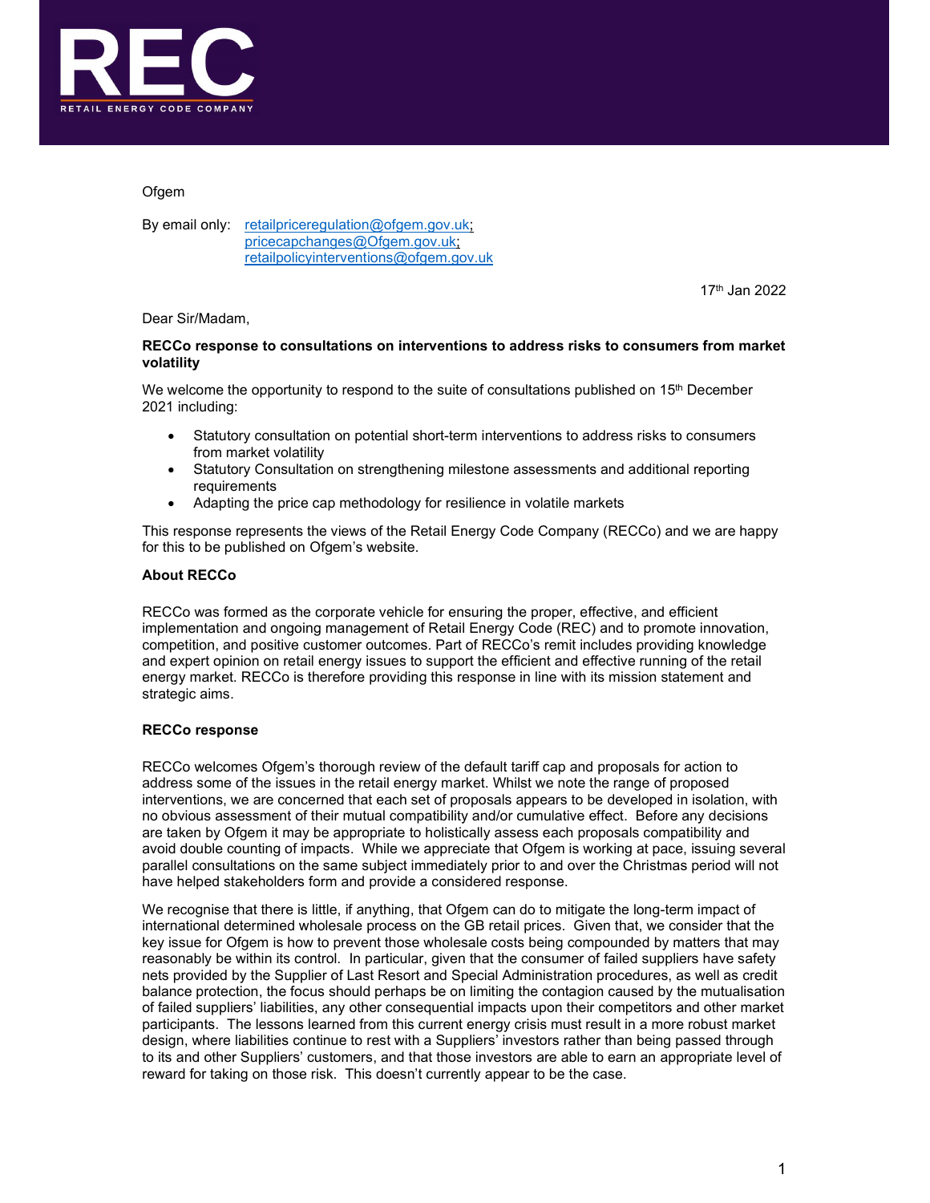REC

RETAIL ENERGY CODE COMPANY

Ofgem

By email only: retailpriceregulation@ofgem.gov.uk; pricecapchanges@Ofgem.gov.uk; retailpolicyinterventions@ofgem.gov.uk

17th Jan 2022

Dear Sir/Madam,

**RECCo response to consultations on interventions to address risks to consumers from market volatility**

We welcome the opportunity to respond to the suite of consultations published on 15th December 2021 including:

- Statutory consultation on potential short-term interventions to address risks to consumers from market volatility
- Statutory Consultation on strengthening milestone assessments and additional reporting requirements
- Adapting the price cap methodology for resilience in volatile markets

This response represents the views of the Retail Energy Code Company (RECCo) and we are happy for this to be published on Ofgem's website.

**About RECCo**

RECCo was formed as the corporate vehicle for ensuring the proper, effective, and efficient implementation and ongoing management of Retail Energy Code (REC) and to promote innovation, competition, and positive customer outcomes. Part of RECCo's remit includes providing knowledge and expert opinion on retail energy issues to support the efficient and effective running of the retail energy market. RECCo is therefore providing this response in line with its mission statement and strategic aims.

**RECCo response**

RECCo welcomes Ofgem's thorough review of the default tariff cap and proposals for action to address some of the issues in the retail energy market. Whilst we note the range of proposed interventions, we are concerned that each set of proposals appears to be developed in isolation, with no obvious assessment of their mutual compatibility and/or cumulative effect. Before any decisions are taken by Ofgem it may be appropriate to holistically assess each proposals compatibility and avoid double counting of impacts. While we appreciate that Ofgem is working at pace, issuing several parallel consultations on the same subject immediately prior to and over the Christmas period will not have helped stakeholders form and provide a considered response.

We recognise that there is little, if anything, that Ofgem can do to mitigate the long-term impact of international determined wholesale process on the GB retail prices. Given that, we consider that the key issue for Ofgem is how to prevent those wholesale costs being compounded by matters that may reasonably be within its control. In particular, given that the consumer of failed suppliers have safety nets provided by the Supplier of Last Resort and Special Administration procedures, as well as credit balance protection, the focus should perhaps be on limiting the contagion caused by the mutualisation of failed suppliers' liabilities, any other consequential impacts upon their competitors and other market participants. The lessons learned from this current energy crisis must result in a more robust market design, where liabilities continue to rest with a Suppliers' investors rather than being passed through to its and other Suppliers' customers, and that those investors are able to earn an appropriate level of reward for taking on those risk. This doesn't currently appear to be the case.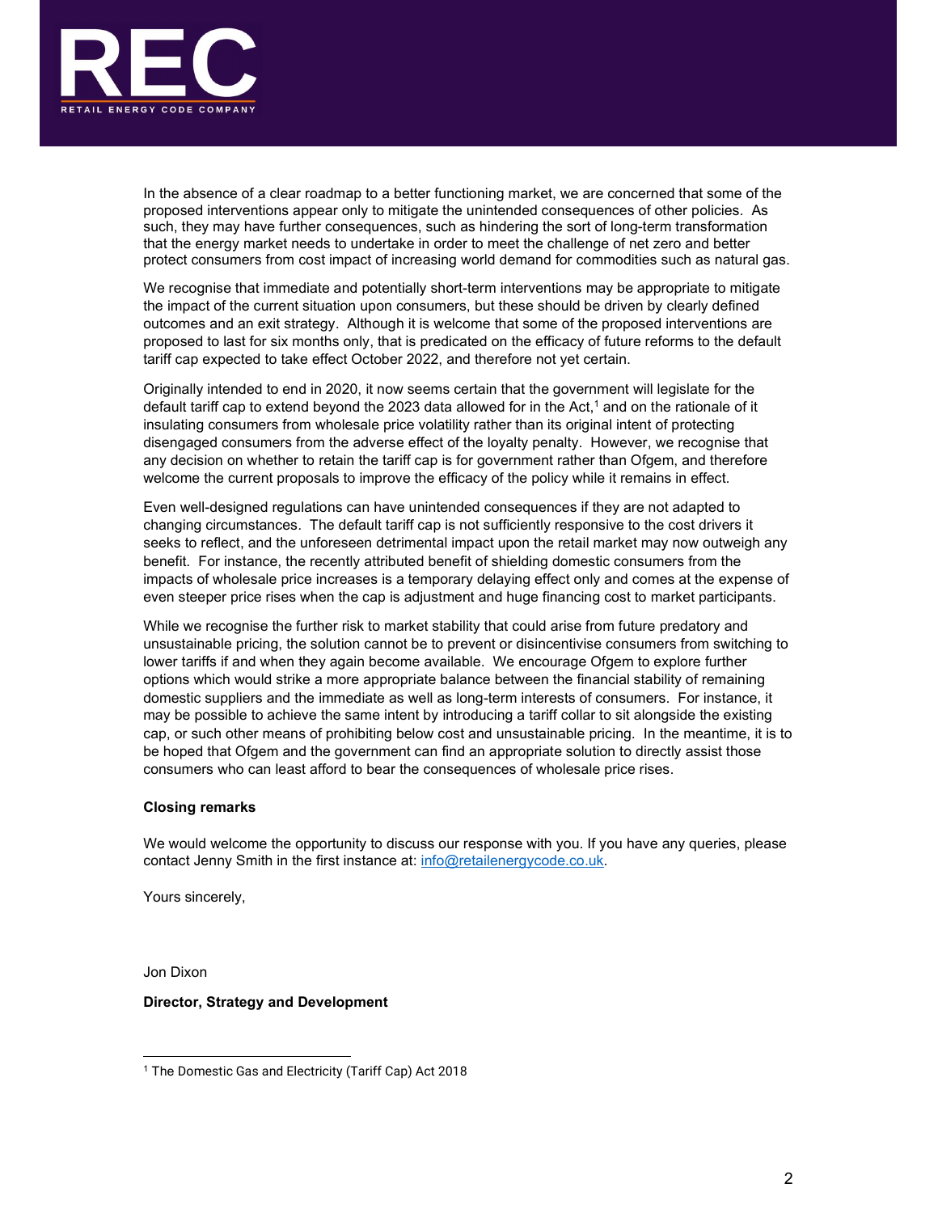In the absence of a clear roadmap to a better functioning market, we are concerned that some of the proposed interventions appear only to mitigate the unintended consequences of other policies. As such, they may have further consequences, such as hindering the sort of long-term transformation that the energy market needs to undertake in order to meet the challenge of net zero and better protect consumers from cost impact of increasing world demand for commodities such as natural gas.

We recognise that immediate and potentially short-term interventions may be appropriate to mitigate the impact of the current situation upon consumers, but these should be driven by clearly defined outcomes and an exit strategy. Although it is welcome that some of the proposed interventions are proposed to last for six months only, that is predicated on the efficacy of future reforms to the default tariff cap expected to take effect October 2022, and therefore not yet certain.

Originally intended to end in 2020, it now seems certain that the government will legislate for the default tariff cap to extend beyond the 2023 data allowed for in the Act,[1] and on the rationale of it insulating consumers from wholesale price volatility rather than its original intent of protecting disengaged consumers from the adverse effect of the loyalty penalty. However, we recognise that any decision on whether to retain the tariff cap is for government rather than Ofgem, and therefore welcome the current proposals to improve the efficacy of the policy while it remains in effect.

Even well-designed regulations can have unintended consequences if they are not adapted to changing circumstances. The default tariff cap is not sufficiently responsive to the cost drivers it seeks to reflect, and the unforeseen detrimental impact upon the retail market may now outweigh any benefit. For instance, the recently attributed benefit of shielding domestic consumers from the impacts of wholesale price increases is a temporary delaying effect only and comes at the expense of even steeper price rises when the cap is adjustment and huge financing cost to market participants.

While we recognise the further risk to market stability that could arise from future predatory and unsustainable pricing, the solution cannot be to prevent or disincentivise consumers from switching to lower tariffs if and when they again become available. We encourage Ofgem to explore further options which would strike a more appropriate balance between the financial stability of remaining domestic suppliers and the immediate as well as long-term interests of consumers. For instance, it may be possible to achieve the same intent by introducing a tariff collar to sit alongside the existing cap, or such other means of prohibiting below cost and unsustainable pricing. In the meantime, it is to be hoped that Ofgem and the government can find an appropriate solution to directly assist those consumers who can least afford to bear the consequences of wholesale price rises.

**Closing remarks**

We would welcome the opportunity to discuss our response with you. If you have any queries, please contact Jenny Smith in the first instance at: [info@retailenergycode.co.uk](mailto:info@retailenergycode.co.uk).

Yours sincerely,

Jon Dixon

**Director, Strategy and Development**

---

[1] The Domestic Gas and Electricity (Tariff Cap) Act 2018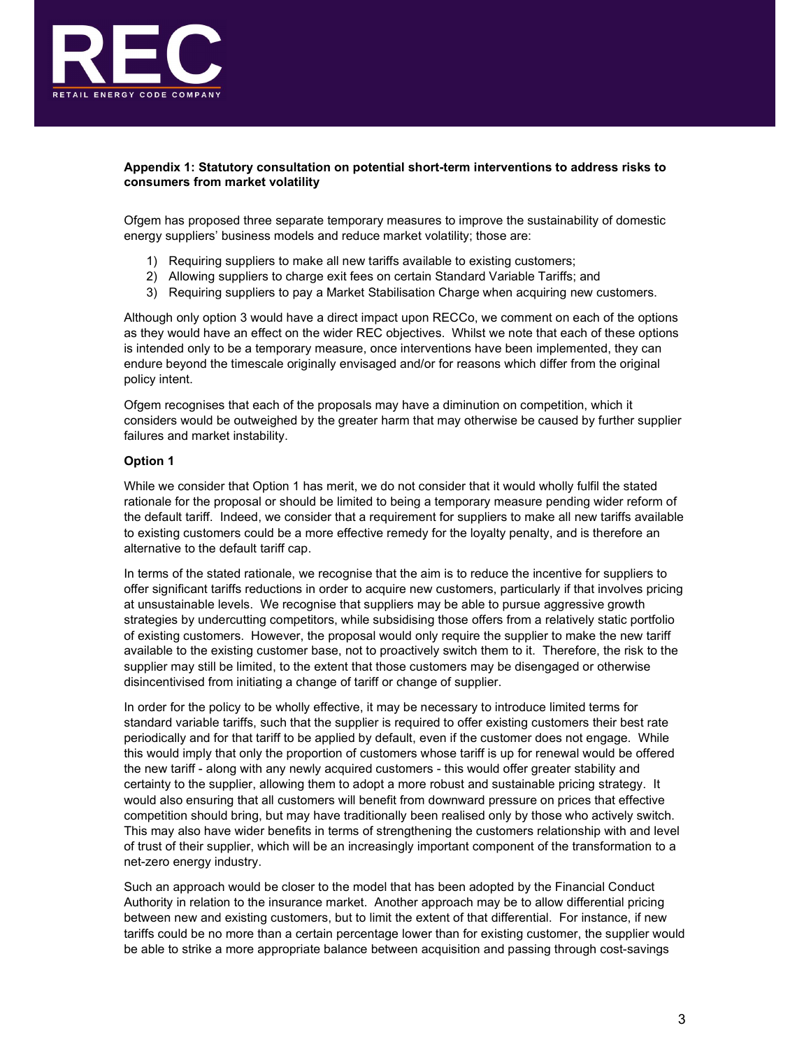**Appendix 1: Statutory consultation on potential short-term interventions to address risks to consumers from market volatility**

Ofgem has proposed three separate temporary measures to improve the sustainability of domestic energy suppliers' business models and reduce market volatility; those are:

1) Requiring suppliers to make all new tariffs available to existing customers;
2) Allowing suppliers to charge exit fees on certain Standard Variable Tariffs; and
3) Requiring suppliers to pay a Market Stabilisation Charge when acquiring new customers.

Although only option 3 would have a direct impact upon RECCo, we comment on each of the options as they would have an effect on the wider REC objectives. Whilst we note that each of these options is intended only to be a temporary measure, once interventions have been implemented, they can endure beyond the timescale originally envisaged and/or for reasons which differ from the original policy intent.

Ofgem recognises that each of the proposals may have a diminution on competition, which it considers would be outweighed by the greater harm that may otherwise be caused by further supplier failures and market instability.

**Option 1**

While we consider that Option 1 has merit, we do not consider that it would wholly fulfil the stated rationale for the proposal or should be limited to being a temporary measure pending wider reform of the default tariff. Indeed, we consider that a requirement for suppliers to make all new tariffs available to existing customers could be a more effective remedy for the loyalty penalty, and is therefore an alternative to the default tariff cap.

In terms of the stated rationale, we recognise that the aim is to reduce the incentive for suppliers to offer significant tariffs reductions in order to acquire new customers, particularly if that involves pricing at unsustainable levels. We recognise that suppliers may be able to pursue aggressive growth strategies by undercutting competitors, while subsidising those offers from a relatively static portfolio of existing customers. However, the proposal would only require the supplier to make the new tariff available to the existing customer base, not to proactively switch them to it. Therefore, the risk to the supplier may still be limited, to the extent that those customers may be disengaged or otherwise disincentivised from initiating a change of tariff or change of supplier.

In order for the policy to be wholly effective, it may be necessary to introduce limited terms for standard variable tariffs, such that the supplier is required to offer existing customers their best rate periodically and for that tariff to be applied by default, even if the customer does not engage. While this would imply that only the proportion of customers whose tariff is up for renewal would be offered the new tariff - along with any newly acquired customers - this would offer greater stability and certainty to the supplier, allowing them to adopt a more robust and sustainable pricing strategy. It would also ensuring that all customers will benefit from downward pressure on prices that effective competition should bring, but may have traditionally been realised only by those who actively switch. This may also have wider benefits in terms of strengthening the customers relationship with and level of trust of their supplier, which will be an increasingly important component of the transformation to a net-zero energy industry.

Such an approach would be closer to the model that has been adopted by the Financial Conduct Authority in relation to the insurance market. Another approach may be to allow differential pricing between new and existing customers, but to limit the extent of that differential. For instance, if new tariffs could be no more than a certain percentage lower than for existing customer, the supplier would be able to strike a more appropriate balance between acquisition and passing through cost-savings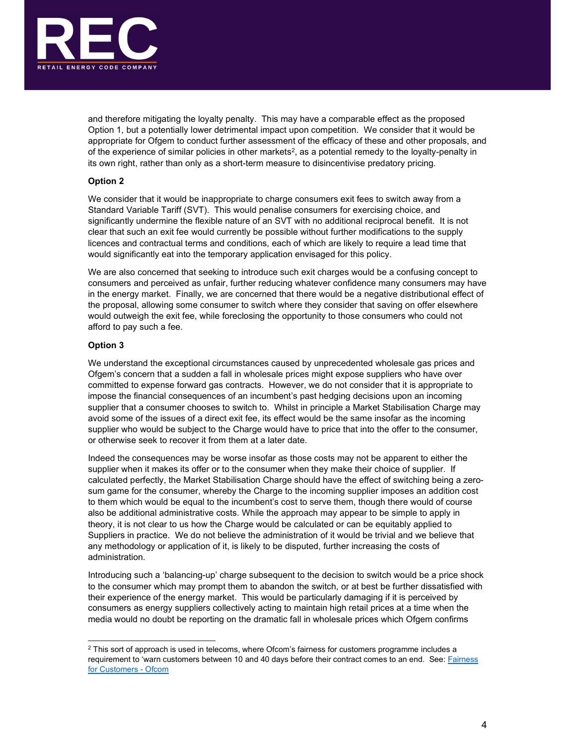and therefore mitigating the loyalty penalty. This may have a comparable effect as the proposed Option 1, but a potentially lower detrimental impact upon competition. We consider that it would be appropriate for Ofgem to conduct further assessment of the efficacy of these and other proposals, and of the experience of similar policies in other markets[2], as a potential remedy to the loyalty-penalty in its own right, rather than only as a short-term measure to disincentivise predatory pricing.

**Option 2**

We consider that it would be inappropriate to charge consumers exit fees to switch away from a Standard Variable Tariff (SVT). This would penalise consumers for exercising choice, and significantly undermine the flexible nature of an SVT with no additional reciprocal benefit. It is not clear that such an exit fee would currently be possible without further modifications to the supply licences and contractual terms and conditions, each of which are likely to require a lead time that would significantly eat into the temporary application envisaged for this policy.

We are also concerned that seeking to introduce such exit charges would be a confusing concept to consumers and perceived as unfair, further reducing whatever confidence many consumers may have in the energy market. Finally, we are concerned that there would be a negative distributional effect of the proposal, allowing some consumer to switch where they consider that saving on offer elsewhere would outweigh the exit fee, while foreclosing the opportunity to those consumers who could not afford to pay such a fee.

**Option 3**

We understand the exceptional circumstances caused by unprecedented wholesale gas prices and Ofgem's concern that a sudden a fall in wholesale prices might expose suppliers who have over committed to expense forward gas contracts. However, we do not consider that it is appropriate to impose the financial consequences of an incumbent's past hedging decisions upon an incoming supplier that a consumer chooses to switch to. Whilst in principle a Market Stabilisation Charge may avoid some of the issues of a direct exit fee, its effect would be the same insofar as the incoming supplier who would be subject to the Charge would have to price that into the offer to the consumer, or otherwise seek to recover it from them at a later date.

Indeed the consequences may be worse insofar as those costs may not be apparent to either the supplier when it makes its offer or to the consumer when they make their choice of supplier. If calculated perfectly, the Market Stabilisation Charge should have the effect of switching being a zero-sum game for the consumer, whereby the Charge to the incoming supplier imposes an addition cost to them which would be equal to the incumbent's cost to serve them, though there would of course also be additional administrative costs. While the approach may appear to be simple to apply in theory, it is not clear to us how the Charge would be calculated or can be equitably applied to Suppliers in practice. We do not believe the administration of it would be trivial and we believe that any methodology or application of it, is likely to be disputed, further increasing the costs of administration.

Introducing such a 'balancing-up' charge subsequent to the decision to switch would be a price shock to the consumer which may prompt them to abandon the switch, or at best be further dissatisfied with their experience of the energy market. This would be particularly damaging if it is perceived by consumers as energy suppliers collectively acting to maintain high retail prices at a time when the media would no doubt be reporting on the dramatic fall in wholesale prices which Ofgem confirms

---

[2] This sort of approach is used in telecoms, where Ofcom's fairness for customers programme includes a requirement to 'warn customers between 10 and 40 days before their contract comes to an end. See: [Fairness for Customers - Ofcom]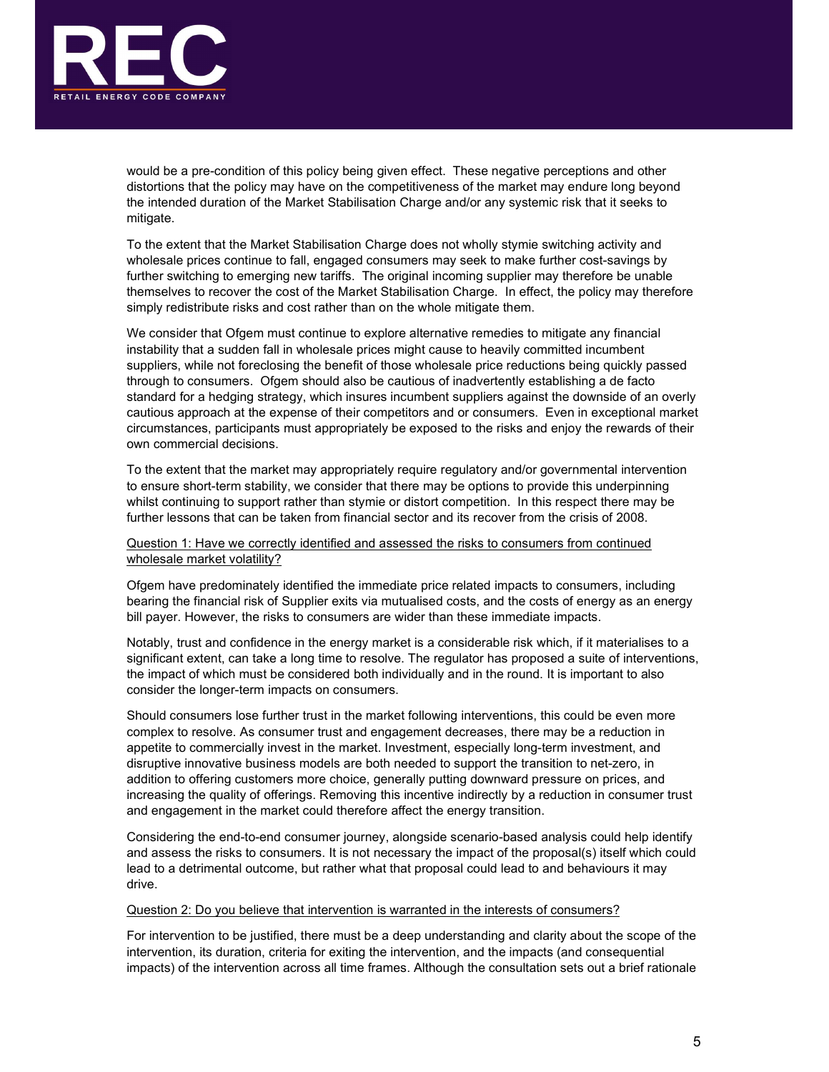would be a pre-condition of this policy being given effect. These negative perceptions and other distortions that the policy may have on the competitiveness of the market may endure long beyond the intended duration of the Market Stabilisation Charge and/or any systemic risk that it seeks to mitigate.

To the extent that the Market Stabilisation Charge does not wholly stymie switching activity and wholesale prices continue to fall, engaged consumers may seek to make further cost-savings by further switching to emerging new tariffs. The original incoming supplier may therefore be unable themselves to recover the cost of the Market Stabilisation Charge. In effect, the policy may therefore simply redistribute risks and cost rather than on the whole mitigate them.

We consider that Ofgem must continue to explore alternative remedies to mitigate any financial instability that a sudden fall in wholesale prices might cause to heavily committed incumbent suppliers, while not foreclosing the benefit of those wholesale price reductions being quickly passed through to consumers. Ofgem should also be cautious of inadvertently establishing a de facto standard for a hedging strategy, which insures incumbent suppliers against the downside of an overly cautious approach at the expense of their competitors and or consumers. Even in exceptional market circumstances, participants must appropriately be exposed to the risks and enjoy the rewards of their own commercial decisions.

To the extent that the market may appropriately require regulatory and/or governmental intervention to ensure short-term stability, we consider that there may be options to provide this underpinning whilst continuing to support rather than stymie or distort competition. In this respect there may be further lessons that can be taken from financial sector and its recover from the crisis of 2008.

Question 1: Have we correctly identified and assessed the risks to consumers from continued wholesale market volatility?

Ofgem have predominately identified the immediate price related impacts to consumers, including bearing the financial risk of Supplier exits via mutualised costs, and the costs of energy as an energy bill payer. However, the risks to consumers are wider than these immediate impacts.

Notably, trust and confidence in the energy market is a considerable risk which, if it materialises to a significant extent, can take a long time to resolve. The regulator has proposed a suite of interventions, the impact of which must be considered both individually and in the round. It is important to also consider the longer-term impacts on consumers.

Should consumers lose further trust in the market following interventions, this could be even more complex to resolve. As consumer trust and engagement decreases, there may be a reduction in appetite to commercially invest in the market. Investment, especially long-term investment, and disruptive innovative business models are both needed to support the transition to net-zero, in addition to offering customers more choice, generally putting downward pressure on prices, and increasing the quality of offerings. Removing this incentive indirectly by a reduction in consumer trust and engagement in the market could therefore affect the energy transition.

Considering the end-to-end consumer journey, alongside scenario-based analysis could help identify and assess the risks to consumers. It is not necessary the impact of the proposal(s) itself which could lead to a detrimental outcome, but rather what that proposal could lead to and behaviours it may drive.

Question 2: Do you believe that intervention is warranted in the interests of consumers?

For intervention to be justified, there must be a deep understanding and clarity about the scope of the intervention, its duration, criteria for exiting the intervention, and the impacts (and consequential impacts) of the intervention across all time frames. Although the consultation sets out a brief rationale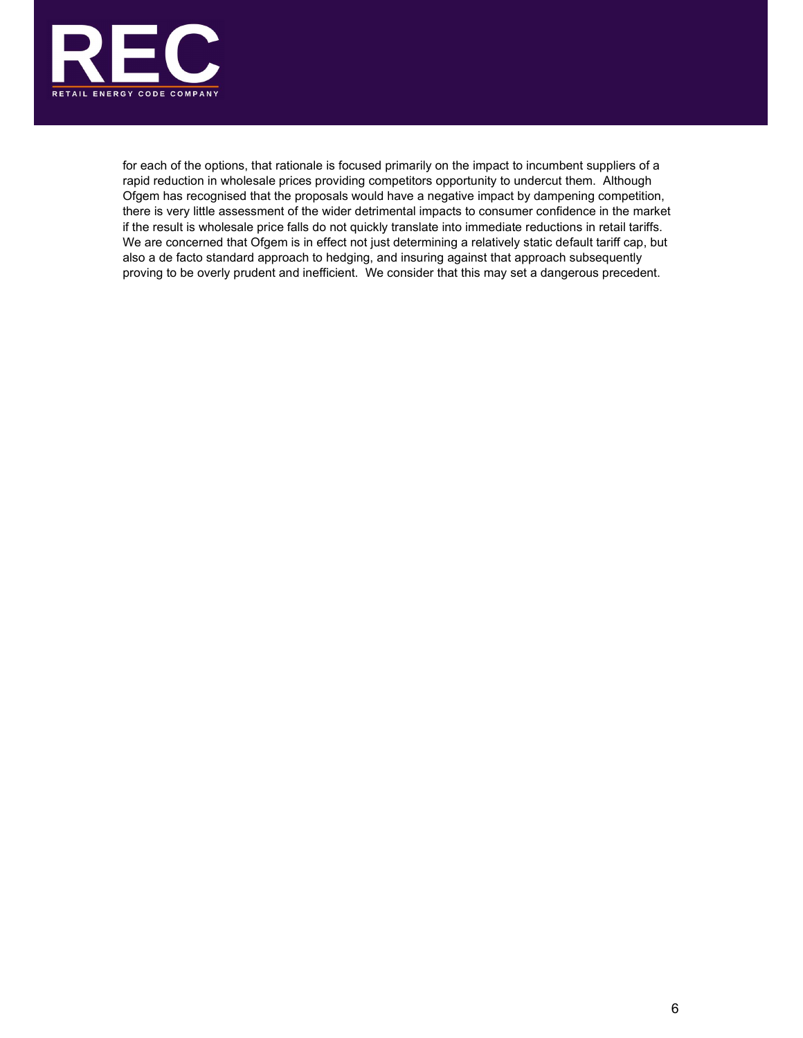for each of the options, that rationale is focused primarily on the impact to incumbent suppliers of a rapid reduction in wholesale prices providing competitors opportunity to undercut them. Although Ofgem has recognised that the proposals would have a negative impact by dampening competition, there is very little assessment of the wider detrimental impacts to consumer confidence in the market if the result is wholesale price falls do not quickly translate into immediate reductions in retail tariffs. We are concerned that Ofgem is in effect not just determining a relatively static default tariff cap, but also a de facto standard approach to hedging, and insuring against that approach subsequently proving to be overly prudent and inefficient. We consider that this may set a dangerous precedent.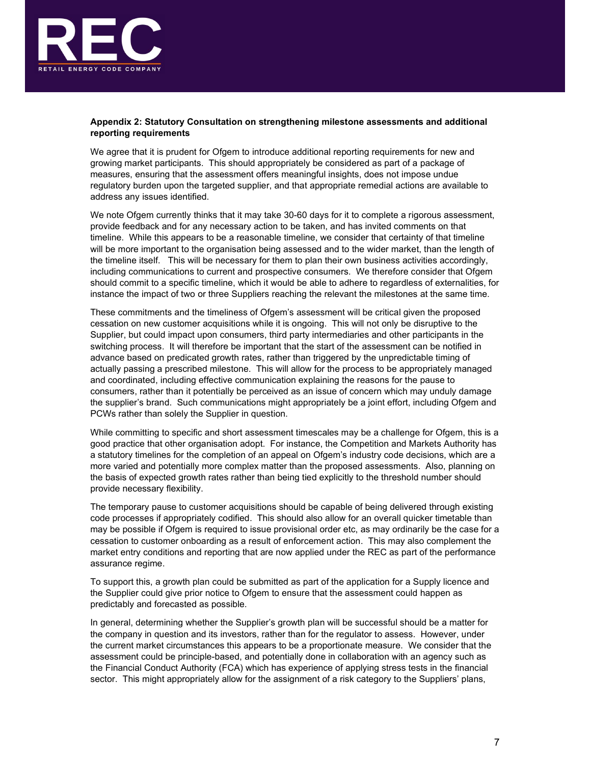**Appendix 2: Statutory Consultation on strengthening milestone assessments and additional reporting requirements**

We agree that it is prudent for Ofgem to introduce additional reporting requirements for new and growing market participants. This should appropriately be considered as part of a package of measures, ensuring that the assessment offers meaningful insights, does not impose undue regulatory burden upon the targeted supplier, and that appropriate remedial actions are available to address any issues identified.

We note Ofgem currently thinks that it may take 30-60 days for it to complete a rigorous assessment, provide feedback and for any necessary action to be taken, and has invited comments on that timeline. While this appears to be a reasonable timeline, we consider that certainty of that timeline will be more important to the organisation being assessed and to the wider market, than the length of the timeline itself. This will be necessary for them to plan their own business activities accordingly, including communications to current and prospective consumers. We therefore consider that Ofgem should commit to a specific timeline, which it would be able to adhere to regardless of externalities, for instance the impact of two or three Suppliers reaching the relevant the milestones at the same time.

These commitments and the timeliness of Ofgem's assessment will be critical given the proposed cessation on new customer acquisitions while it is ongoing. This will not only be disruptive to the Supplier, but could impact upon consumers, third party intermediaries and other participants in the switching process. It will therefore be important that the start of the assessment can be notified in advance based on predicated growth rates, rather than triggered by the unpredictable timing of actually passing a prescribed milestone. This will allow for the process to be appropriately managed and coordinated, including effective communication explaining the reasons for the pause to consumers, rather than it potentially be perceived as an issue of concern which may unduly damage the supplier's brand. Such communications might appropriately be a joint effort, including Ofgem and PCWs rather than solely the Supplier in question.

While committing to specific and short assessment timescales may be a challenge for Ofgem, this is a good practice that other organisation adopt. For instance, the Competition and Markets Authority has a statutory timelines for the completion of an appeal on Ofgem's industry code decisions, which are a more varied and potentially more complex matter than the proposed assessments. Also, planning on the basis of expected growth rates rather than being tied explicitly to the threshold number should provide necessary flexibility.

The temporary pause to customer acquisitions should be capable of being delivered through existing code processes if appropriately codified. This should also allow for an overall quicker timetable than may be possible if Ofgem is required to issue provisional order etc, as may ordinarily be the case for a cessation to customer onboarding as a result of enforcement action. This may also complement the market entry conditions and reporting that are now applied under the REC as part of the performance assurance regime.

To support this, a growth plan could be submitted as part of the application for a Supply licence and the Supplier could give prior notice to Ofgem to ensure that the assessment could happen as predictably and forecasted as possible.

In general, determining whether the Supplier's growth plan will be successful should be a matter for the company in question and its investors, rather than for the regulator to assess. However, under the current market circumstances this appears to be a proportionate measure. We consider that the assessment could be principle-based, and potentially done in collaboration with an agency such as the Financial Conduct Authority (FCA) which has experience of applying stress tests in the financial sector. This might appropriately allow for the assignment of a risk category to the Suppliers' plans,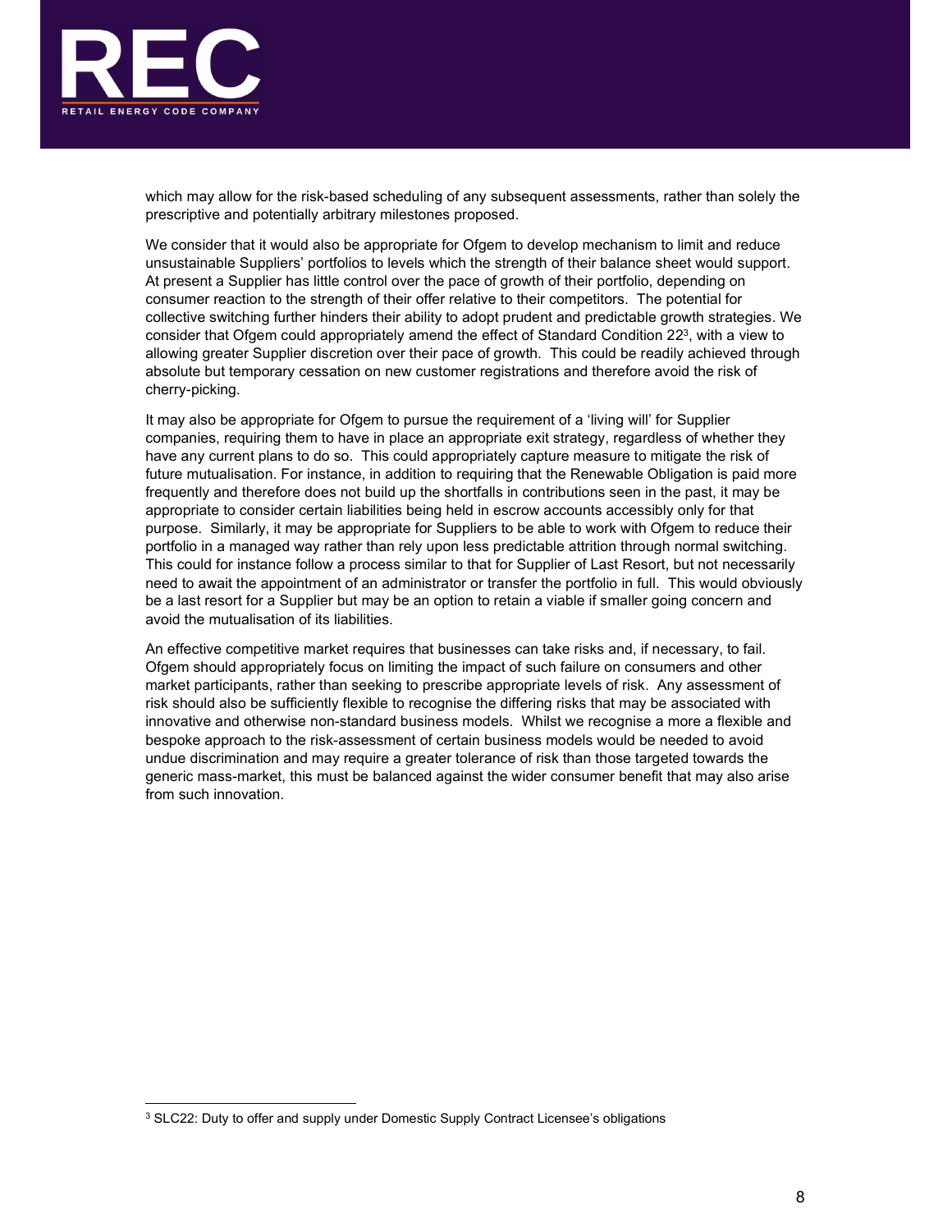which may allow for the risk-based scheduling of any subsequent assessments, rather than solely the prescriptive and potentially arbitrary milestones proposed.

We consider that it would also be appropriate for Ofgem to develop mechanism to limit and reduce unsustainable Suppliers' portfolios to levels which the strength of their balance sheet would support. At present a Supplier has little control over the pace of growth of their portfolio, depending on consumer reaction to the strength of their offer relative to their competitors. The potential for collective switching further hinders their ability to adopt prudent and predictable growth strategies. We consider that Ofgem could appropriately amend the effect of Standard Condition 22[3], with a view to allowing greater Supplier discretion over their pace of growth. This could be readily achieved through absolute but temporary cessation on new customer registrations and therefore avoid the risk of cherry-picking.

It may also be appropriate for Ofgem to pursue the requirement of a 'living will' for Supplier companies, requiring them to have in place an appropriate exit strategy, regardless of whether they have any current plans to do so. This could appropriately capture measure to mitigate the risk of future mutualisation. For instance, in addition to requiring that the Renewable Obligation is paid more frequently and therefore does not build up the shortfalls in contributions seen in the past, it may be appropriate to consider certain liabilities being held in escrow accounts accessibly only for that purpose. Similarly, it may be appropriate for Suppliers to be able to work with Ofgem to reduce their portfolio in a managed way rather than rely upon less predictable attrition through normal switching. This could for instance follow a process similar to that for Supplier of Last Resort, but not necessarily need to await the appointment of an administrator or transfer the portfolio in full. This would obviously be a last resort for a Supplier but may be an option to retain a viable if smaller going concern and avoid the mutualisation of its liabilities.

An effective competitive market requires that businesses can take risks and, if necessary, to fail. Ofgem should appropriately focus on limiting the impact of such failure on consumers and other market participants, rather than seeking to prescribe appropriate levels of risk. Any assessment of risk should also be sufficiently flexible to recognise the differing risks that may be associated with innovative and otherwise non-standard business models. Whilst we recognise a more a flexible and bespoke approach to the risk-assessment of certain business models would be needed to avoid undue discrimination and may require a greater tolerance of risk than those targeted towards the generic mass-market, this must be balanced against the wider consumer benefit that may also arise from such innovation.

---

[3] SLC22: Duty to offer and supply under Domestic Supply Contract Licensee's obligations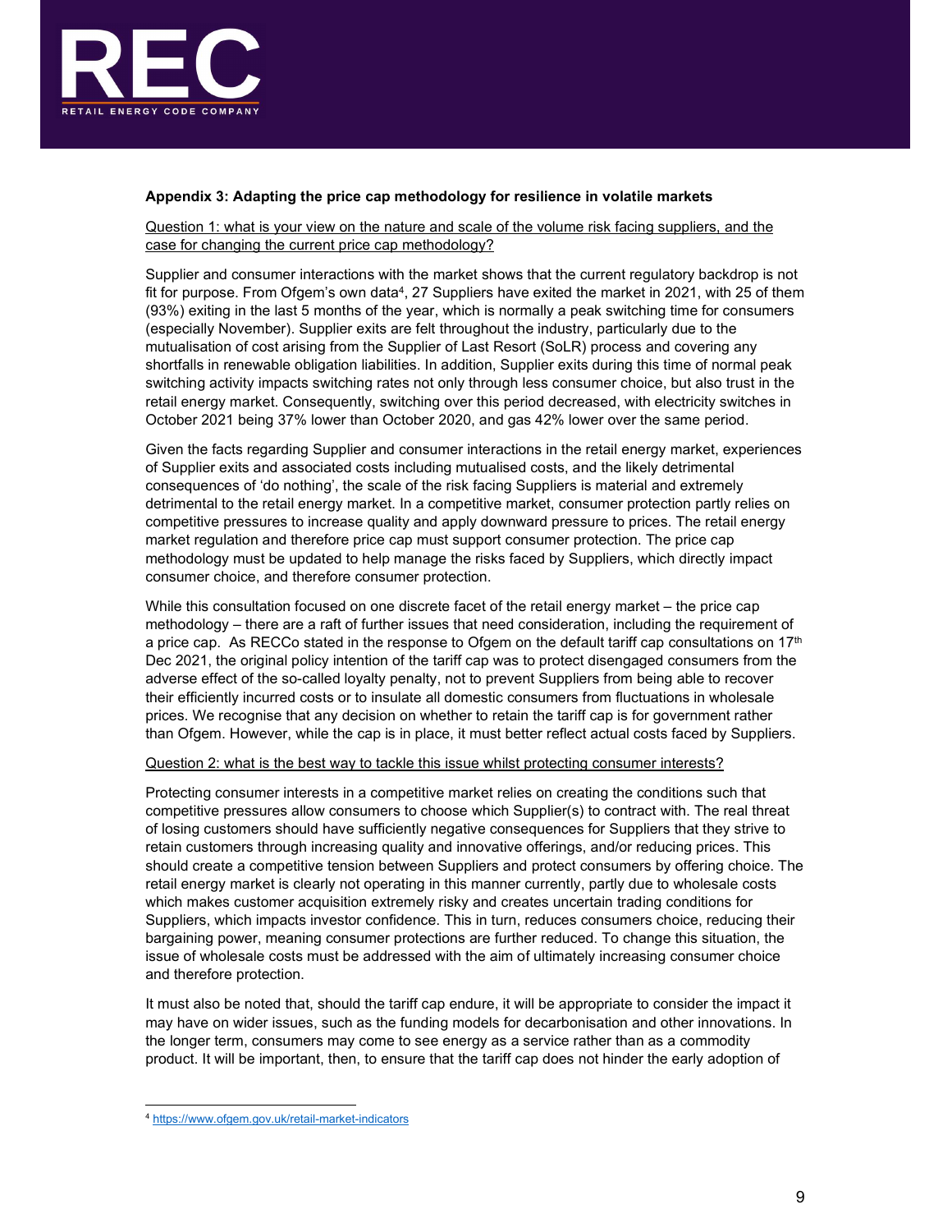**Appendix 3: Adapting the price cap methodology for resilience in volatile markets**

Question 1: what is your view on the nature and scale of the volume risk facing suppliers, and the case for changing the current price cap methodology?

Supplier and consumer interactions with the market shows that the current regulatory backdrop is not fit for purpose. From Ofgem's own data[4], 27 Suppliers have exited the market in 2021, with 25 of them (93%) exiting in the last 5 months of the year, which is normally a peak switching time for consumers (especially November). Supplier exits are felt throughout the industry, particularly due to the mutualisation of cost arising from the Supplier of Last Resort (SoLR) process and covering any shortfalls in renewable obligation liabilities. In addition, Supplier exits during this time of normal peak switching activity impacts switching rates not only through less consumer choice, but also trust in the retail energy market. Consequently, switching over this period decreased, with electricity switches in October 2021 being 37% lower than October 2020, and gas 42% lower over the same period.

Given the facts regarding Supplier and consumer interactions in the retail energy market, experiences of Supplier exits and associated costs including mutualised costs, and the likely detrimental consequences of 'do nothing', the scale of the risk facing Suppliers is material and extremely detrimental to the retail energy market. In a competitive market, consumer protection partly relies on competitive pressures to increase quality and apply downward pressure to prices. The retail energy market regulation and therefore price cap must support consumer protection. The price cap methodology must be updated to help manage the risks faced by Suppliers, which directly impact consumer choice, and therefore consumer protection.

While this consultation focused on one discrete facet of the retail energy market – the price cap methodology – there are a raft of further issues that need consideration, including the requirement of a price cap. As RECCo stated in the response to Ofgem on the default tariff cap consultations on 17th Dec 2021, the original policy intention of the tariff cap was to protect disengaged consumers from the adverse effect of the so-called loyalty penalty, not to prevent Suppliers from being able to recover their efficiently incurred costs or to insulate all domestic consumers from fluctuations in wholesale prices. We recognise that any decision on whether to retain the tariff cap is for government rather than Ofgem. However, while the cap is in place, it must better reflect actual costs faced by Suppliers.

Question 2: what is the best way to tackle this issue whilst protecting consumer interests?

Protecting consumer interests in a competitive market relies on creating the conditions such that competitive pressures allow consumers to choose which Supplier(s) to contract with. The real threat of losing customers should have sufficiently negative consequences for Suppliers that they strive to retain customers through increasing quality and innovative offerings, and/or reducing prices. This should create a competitive tension between Suppliers and protect consumers by offering choice. The retail energy market is clearly not operating in this manner currently, partly due to wholesale costs which makes customer acquisition extremely risky and creates uncertain trading conditions for Suppliers, which impacts investor confidence. This in turn, reduces consumers choice, reducing their bargaining power, meaning consumer protections are further reduced. To change this situation, the issue of wholesale costs must be addressed with the aim of ultimately increasing consumer choice and therefore protection.

It must also be noted that, should the tariff cap endure, it will be appropriate to consider the impact it may have on wider issues, such as the funding models for decarbonisation and other innovations. In the longer term, consumers may come to see energy as a service rather than as a commodity product. It will be important, then, to ensure that the tariff cap does not hinder the early adoption of

[4] https://www.ofgem.gov.uk/retail-market-indicators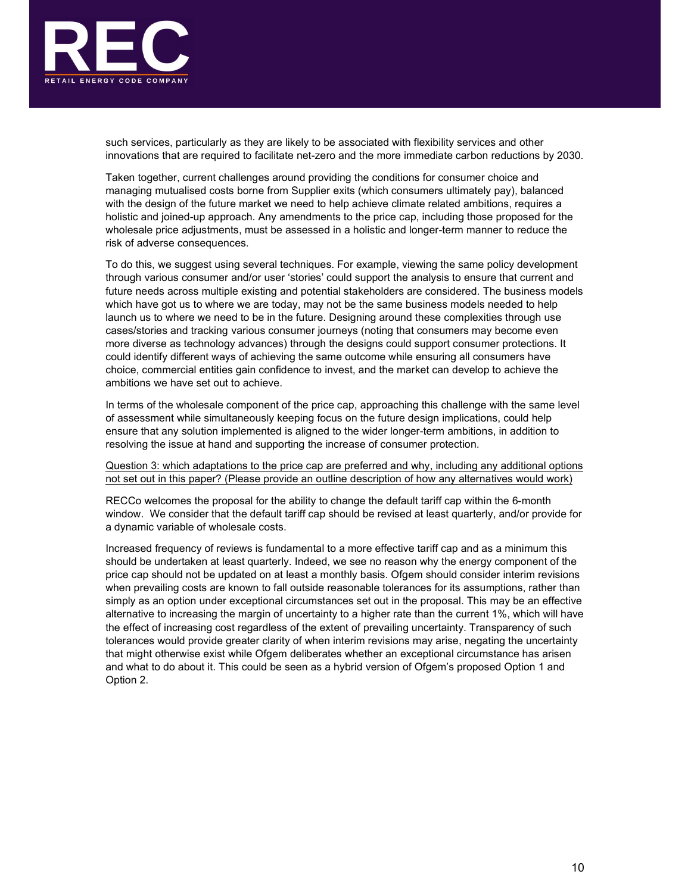such services, particularly as they are likely to be associated with flexibility services and other innovations that are required to facilitate net-zero and the more immediate carbon reductions by 2030.

Taken together, current challenges around providing the conditions for consumer choice and managing mutualised costs borne from Supplier exits (which consumers ultimately pay), balanced with the design of the future market we need to help achieve climate related ambitions, requires a holistic and joined-up approach. Any amendments to the price cap, including those proposed for the wholesale price adjustments, must be assessed in a holistic and longer-term manner to reduce the risk of adverse consequences.

To do this, we suggest using several techniques. For example, viewing the same policy development through various consumer and/or user 'stories' could support the analysis to ensure that current and future needs across multiple existing and potential stakeholders are considered. The business models which have got us to where we are today, may not be the same business models needed to help launch us to where we need to be in the future. Designing around these complexities through use cases/stories and tracking various consumer journeys (noting that consumers may become even more diverse as technology advances) through the designs could support consumer protections. It could identify different ways of achieving the same outcome while ensuring all consumers have choice, commercial entities gain confidence to invest, and the market can develop to achieve the ambitions we have set out to achieve.

In terms of the wholesale component of the price cap, approaching this challenge with the same level of assessment while simultaneously keeping focus on the future design implications, could help ensure that any solution implemented is aligned to the wider longer-term ambitions, in addition to resolving the issue at hand and supporting the increase of consumer protection.

Question 3: which adaptations to the price cap are preferred and why, including any additional options not set out in this paper? (Please provide an outline description of how any alternatives would work)

RECCo welcomes the proposal for the ability to change the default tariff cap within the 6-month window. We consider that the default tariff cap should be revised at least quarterly, and/or provide for a dynamic variable of wholesale costs.

Increased frequency of reviews is fundamental to a more effective tariff cap and as a minimum this should be undertaken at least quarterly. Indeed, we see no reason why the energy component of the price cap should not be updated on at least a monthly basis. Ofgem should consider interim revisions when prevailing costs are known to fall outside reasonable tolerances for its assumptions, rather than simply as an option under exceptional circumstances set out in the proposal. This may be an effective alternative to increasing the margin of uncertainty to a higher rate than the current 1%, which will have the effect of increasing cost regardless of the extent of prevailing uncertainty. Transparency of such tolerances would provide greater clarity of when interim revisions may arise, negating the uncertainty that might otherwise exist while Ofgem deliberates whether an exceptional circumstance has arisen and what to do about it. This could be seen as a hybrid version of Ofgem's proposed Option 1 and Option 2.